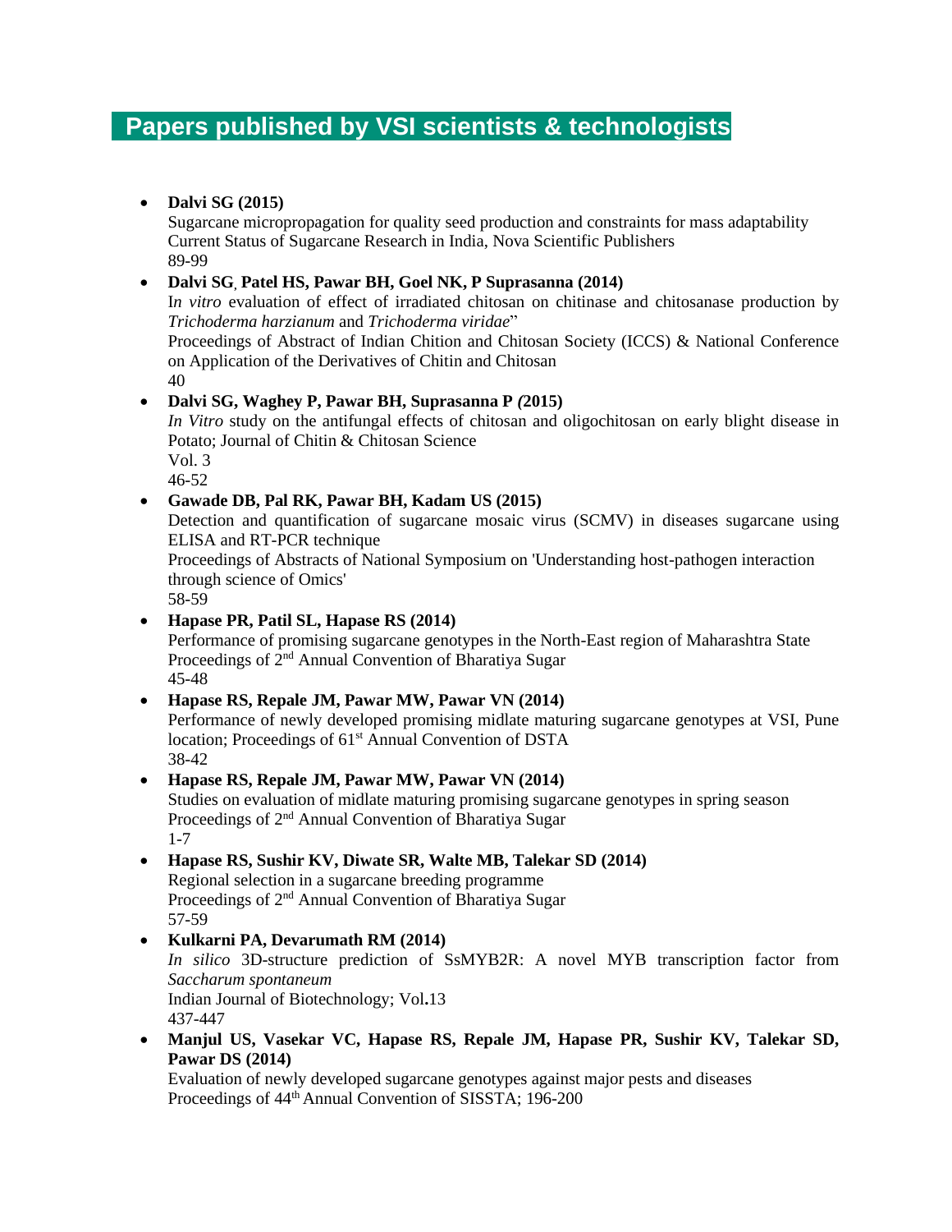# Papers published by VSI scientists & technologists

- **Dalvi SG (2015)**
  Sugarcane micropropagation for quality seed production and constraints for mass adaptability
  Current Status of Sugarcane Research in India, Nova Scientific Publishers
  89-99
- **Dalvi SG, Patel HS, Pawar BH, Goel NK, P Suprasanna (2014)**
  I*n vitro* evaluation of effect of irradiated chitosan on chitinase and chitosanase production by *Trichoderma harzianum* and *Trichoderma viridae*"
  Proceedings of Abstract of Indian Chition and Chitosan Society (ICCS) & National Conference on Application of the Derivatives of Chitin and Chitosan
  40
- **Dalvi SG, Waghey P, Pawar BH, Suprasanna P *(*2015)**
  *In Vitro* study on the antifungal effects of chitosan and oligochitosan on early blight disease in Potato; Journal of Chitin & Chitosan Science
  Vol. 3
  46-52
- **Gawade DB, Pal RK, Pawar BH, Kadam US (2015)**
  Detection and quantification of sugarcane mosaic virus (SCMV) in diseases sugarcane using ELISA and RT-PCR technique
  Proceedings of Abstracts of National Symposium on 'Understanding host-pathogen interaction through science of Omics'
  58-59
- **Hapase PR, Patil SL, Hapase RS (2014)**
  Performance of promising sugarcane genotypes in the North-East region of Maharashtra State
  Proceedings of 2nd Annual Convention of Bharatiya Sugar
  45-48
- **Hapase RS, Repale JM, Pawar MW, Pawar VN (2014)**
  Performance of newly developed promising midlate maturing sugarcane genotypes at VSI, Pune location; Proceedings of 61st Annual Convention of DSTA
  38-42
- **Hapase RS, Repale JM, Pawar MW, Pawar VN (2014)**
  Studies on evaluation of midlate maturing promising sugarcane genotypes in spring season
  Proceedings of 2nd Annual Convention of Bharatiya Sugar
  1-7
- **Hapase RS, Sushir KV, Diwate SR, Walte MB, Talekar SD (2014)**
  Regional selection in a sugarcane breeding programme
  Proceedings of 2nd Annual Convention of Bharatiya Sugar
  57-59
- **Kulkarni PA, Devarumath RM (2014)**
  *In silico* 3D-structure prediction of SsMYB2R: A novel MYB transcription factor from *Saccharum spontaneum*
  Indian Journal of Biotechnology; Vol**.**13
  437-447
- **Manjul US, Vasekar VC, Hapase RS, Repale JM, Hapase PR, Sushir KV, Talekar SD, Pawar DS (2014)**
  Evaluation of newly developed sugarcane genotypes against major pests and diseases
  Proceedings of 44th Annual Convention of SISSTA; 196-200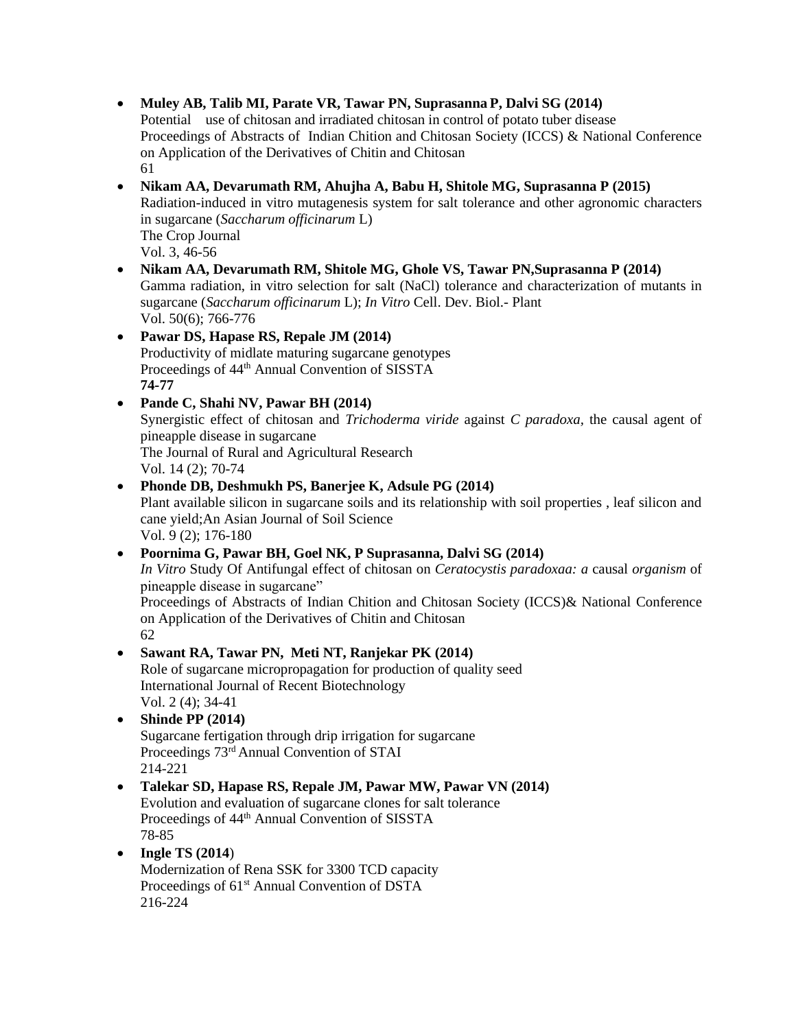- **Muley AB, Talib MI, Parate VR, Tawar PN, Suprasanna P, Dalvi SG (2014)**
  Potential use of chitosan and irradiated chitosan in control of potato tuber disease
  Proceedings of Abstracts of Indian Chition and Chitosan Society (ICCS) & National Conference on Application of the Derivatives of Chitin and Chitosan
  61
- **Nikam AA, Devarumath RM, Ahujha A, Babu H, Shitole MG, Suprasanna P (2015)**
  Radiation-induced in vitro mutagenesis system for salt tolerance and other agronomic characters in sugarcane (*Saccharum officinarum* L)
  The Crop Journal
  Vol. 3, 46-56
- **Nikam AA, Devarumath RM, Shitole MG, Ghole VS, Tawar PN,Suprasanna P (2014)**
  Gamma radiation, in vitro selection for salt (NaCl) tolerance and characterization of mutants in sugarcane (*Saccharum officinarum* L); *In Vitro* Cell. Dev. Biol.- Plant
  Vol. 50(6); 766-776
- **Pawar DS, Hapase RS, Repale JM (2014)**
  Productivity of midlate maturing sugarcane genotypes
  Proceedings of 44th Annual Convention of SISSTA
  **74-77**
- **Pande C, Shahi NV, Pawar BH (2014)**
  Synergistic effect of chitosan and *Trichoderma viride* against *C paradoxa*, the causal agent of pineapple disease in sugarcane
  The Journal of Rural and Agricultural Research
  Vol. 14 (2); 70-74
- **Phonde DB, Deshmukh PS, Banerjee K, Adsule PG (2014)**
  Plant available silicon in sugarcane soils and its relationship with soil properties , leaf silicon and cane yield;An Asian Journal of Soil Science
  Vol. 9 (2); 176-180
- **Poornima G, Pawar BH, Goel NK, P Suprasanna, Dalvi SG (2014)**
  *In Vitro* Study Of Antifungal effect of chitosan on *Ceratocystis paradoxaa: a* causal *organism* of pineapple disease in sugarcane"
  Proceedings of Abstracts of Indian Chition and Chitosan Society (ICCS)& National Conference on Application of the Derivatives of Chitin and Chitosan
  62
- **Sawant RA, Tawar PN, Meti NT, Ranjekar PK (2014)**
  Role of sugarcane micropropagation for production of quality seed
  International Journal of Recent Biotechnology
  Vol. 2 (4); 34-41
- **Shinde PP (2014)**
  Sugarcane fertigation through drip irrigation for sugarcane
  Proceedings 73rd Annual Convention of STAI
  214-221
- **Talekar SD, Hapase RS, Repale JM, Pawar MW, Pawar VN (2014)**
  Evolution and evaluation of sugarcane clones for salt tolerance
  Proceedings of 44th Annual Convention of SISSTA
  78-85
- **Ingle TS (2014)**
  Modernization of Rena SSK for 3300 TCD capacity
  Proceedings of 61st Annual Convention of DSTA
  216-224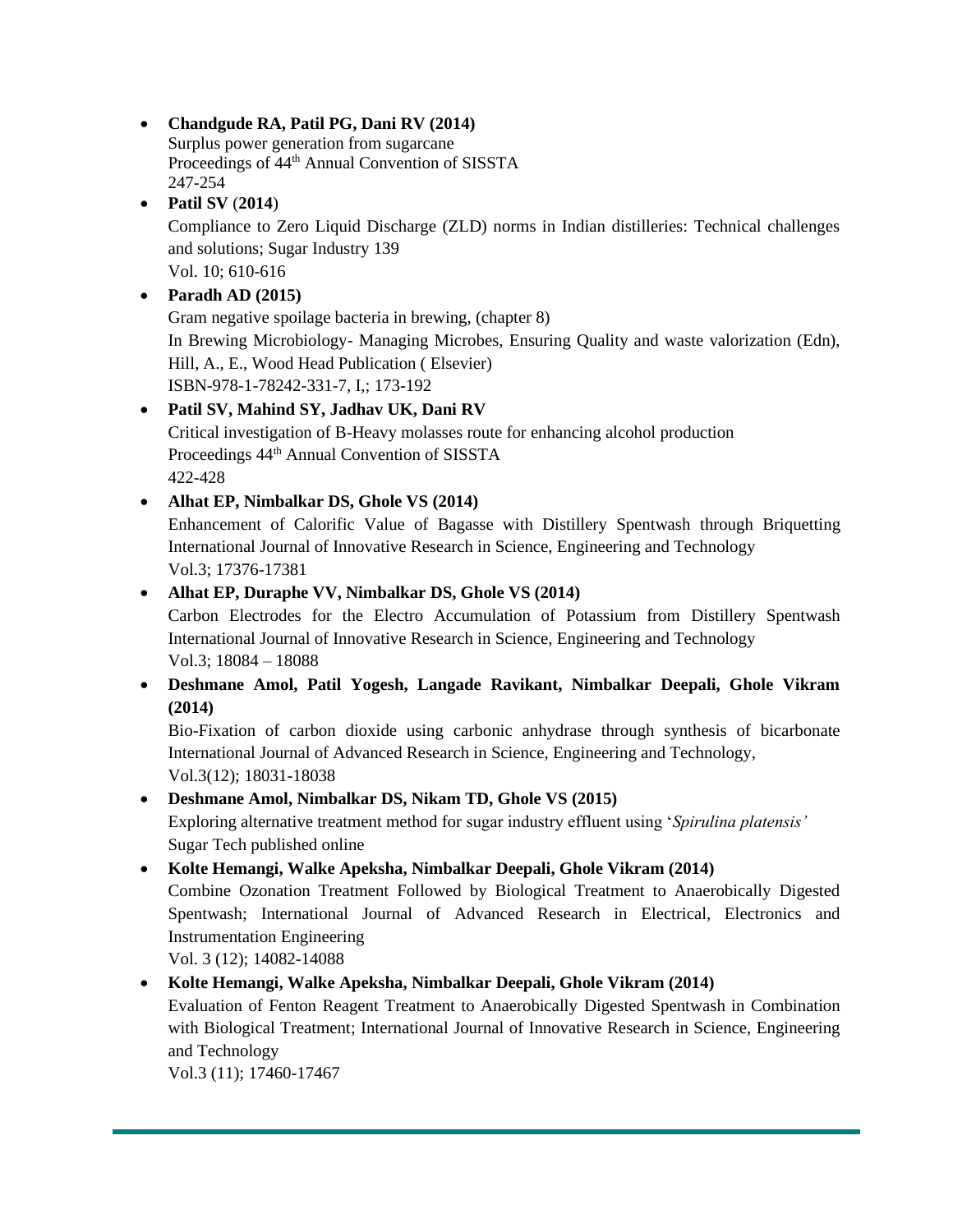- **Chandgude RA, Patil PG, Dani RV (2014)**
  Surplus power generation from sugarcane
  Proceedings of 44th Annual Convention of SISSTA
  247-254
- **Patil SV** (**2014**)
  Compliance to Zero Liquid Discharge (ZLD) norms in Indian distilleries: Technical challenges and solutions; Sugar Industry 139
  Vol. 10; 610-616
- **Paradh AD (2015)**
  Gram negative spoilage bacteria in brewing, (chapter 8)
  In Brewing Microbiology- Managing Microbes, Ensuring Quality and waste valorization (Edn), Hill, A., E., Wood Head Publication ( Elsevier)
  ISBN-978-1-78242-331-7, I,; 173-192
- **Patil SV, Mahind SY, Jadhav UK, Dani RV**
  Critical investigation of B-Heavy molasses route for enhancing alcohol production
  Proceedings 44th Annual Convention of SISSTA
  422-428
- **Alhat EP, Nimbalkar DS, Ghole VS (2014)**
  Enhancement of Calorific Value of Bagasse with Distillery Spentwash through Briquetting International Journal of Innovative Research in Science, Engineering and Technology
  Vol.3; 17376-17381
- **Alhat EP, Duraphe VV, Nimbalkar DS, Ghole VS (2014)**
  Carbon Electrodes for the Electro Accumulation of Potassium from Distillery Spentwash International Journal of Innovative Research in Science, Engineering and Technology
  Vol.3; 18084 – 18088
- **Deshmane Amol, Patil Yogesh, Langade Ravikant, Nimbalkar Deepali, Ghole Vikram (2014)**
  Bio-Fixation of carbon dioxide using carbonic anhydrase through synthesis of bicarbonate International Journal of Advanced Research in Science, Engineering and Technology,
  Vol.3(12); 18031-18038
- **Deshmane Amol, Nimbalkar DS, Nikam TD, Ghole VS (2015)**
  Exploring alternative treatment method for sugar industry effluent using '*Spirulina platensis'*
  Sugar Tech published online
- **Kolte Hemangi, Walke Apeksha, Nimbalkar Deepali, Ghole Vikram (2014)**
  Combine Ozonation Treatment Followed by Biological Treatment to Anaerobically Digested Spentwash; International Journal of Advanced Research in Electrical, Electronics and Instrumentation Engineering
  Vol. 3 (12); 14082-14088
- **Kolte Hemangi, Walke Apeksha, Nimbalkar Deepali, Ghole Vikram (2014)**
  Evaluation of Fenton Reagent Treatment to Anaerobically Digested Spentwash in Combination with Biological Treatment; International Journal of Innovative Research in Science, Engineering and Technology
  Vol.3 (11); 17460-17467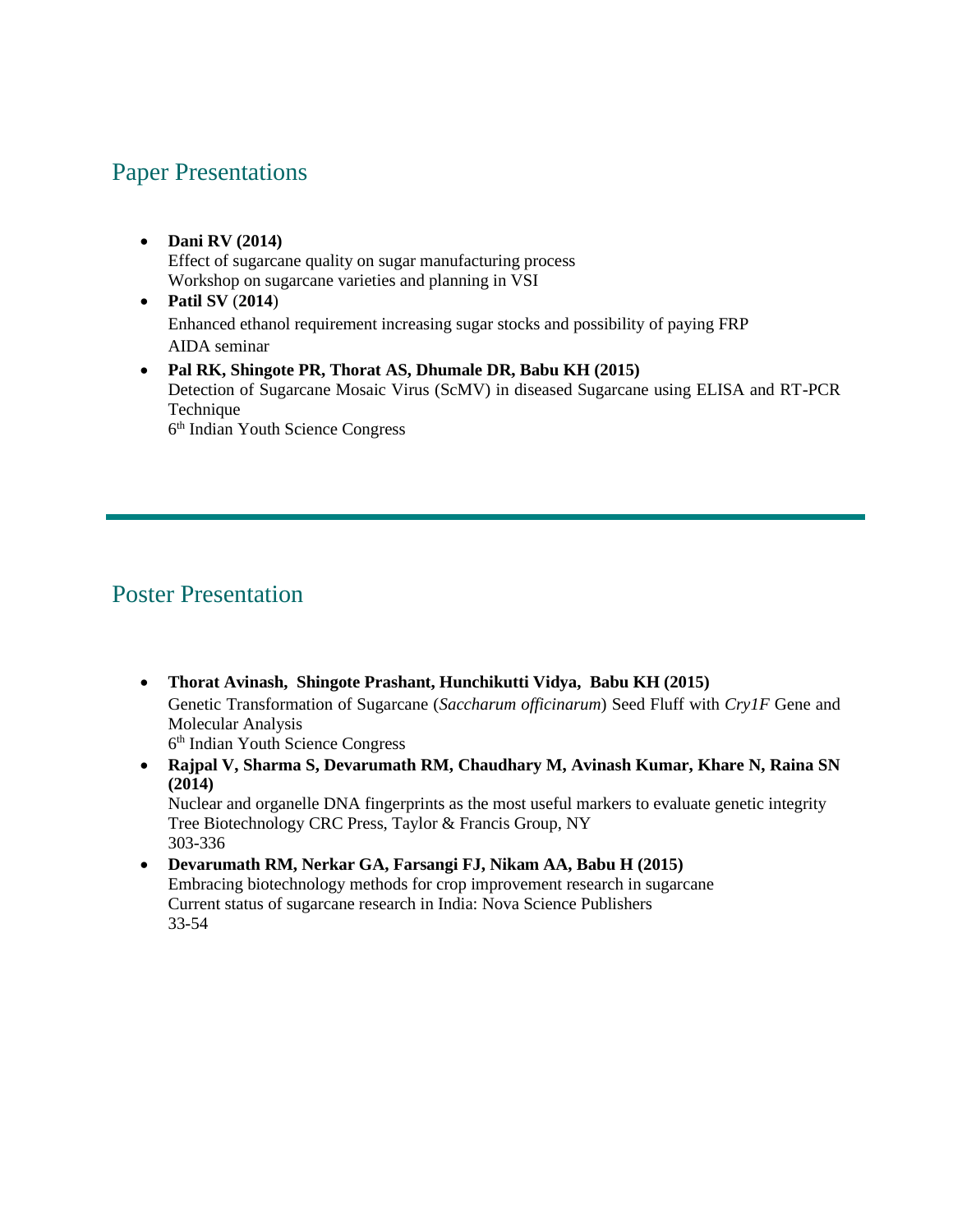## Paper Presentations

- **Dani RV (2014)**
  Effect of sugarcane quality on sugar manufacturing process
  Workshop on sugarcane varieties and planning in VSI
- **Patil SV** (**2014**)
  Enhanced ethanol requirement increasing sugar stocks and possibility of paying FRP
  AIDA seminar
- **Pal RK, Shingote PR, Thorat AS, Dhumale DR, Babu KH (2015)**
  Detection of Sugarcane Mosaic Virus (ScMV) in diseased Sugarcane using ELISA and RT-PCR Technique
  6th Indian Youth Science Congress

---

## Poster Presentation

- **Thorat Avinash, Shingote Prashant, Hunchikutti Vidya, Babu KH (2015)**
  Genetic Transformation of Sugarcane (*Saccharum officinarum*) Seed Fluff with *Cry1F* Gene and Molecular Analysis
  6th Indian Youth Science Congress
- **Rajpal V, Sharma S, Devarumath RM, Chaudhary M, Avinash Kumar, Khare N, Raina SN (2014)**
  Nuclear and organelle DNA fingerprints as the most useful markers to evaluate genetic integrity
  Tree Biotechnology CRC Press, Taylor & Francis Group, NY
  303-336
- **Devarumath RM, Nerkar GA, Farsangi FJ, Nikam AA, Babu H (2015)**
  Embracing biotechnology methods for crop improvement research in sugarcane
  Current status of sugarcane research in India: Nova Science Publishers
  33-54